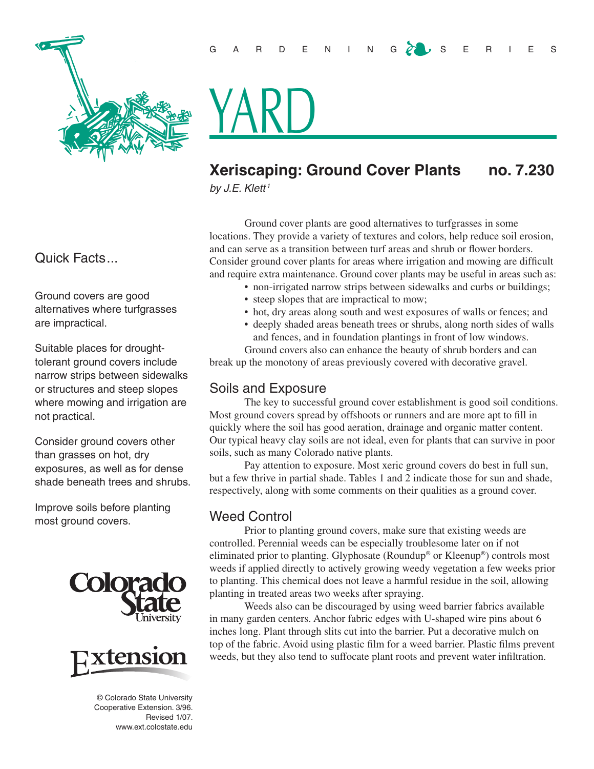GARDENING SERIES

# YARD

## Xeriscaping: Ground Cover Plants no. 7.230

*by J.E. Klett*[1]

### Quick Facts...

Ground covers are good alternatives where turfgrasses are impractical.

Suitable places for drought-tolerant ground covers include narrow strips between sidewalks or structures and steep slopes where mowing and irrigation are not practical.

Consider ground covers other than grasses on hot, dry exposures, as well as for dense shade beneath trees and shrubs.

Improve soils before planting most ground covers.

© Colorado State University Cooperative Extension. 3/96. Revised 1/07. www.ext.colostate.edu

Ground cover plants are good alternatives to turfgrasses in some locations. They provide a variety of textures and colors, help reduce soil erosion, and can serve as a transition between turf areas and shrub or flower borders. Consider ground cover plants for areas where irrigation and mowing are difficult and require extra maintenance. Ground cover plants may be useful in areas such as:

- non-irrigated narrow strips between sidewalks and curbs or buildings;
- steep slopes that are impractical to mow;
- hot, dry areas along south and west exposures of walls or fences; and
- deeply shaded areas beneath trees or shrubs, along north sides of walls and fences, and in foundation plantings in front of low windows.

Ground covers also can enhance the beauty of shrub borders and can break up the monotony of areas previously covered with decorative gravel.

### Soils and Exposure

The key to successful ground cover establishment is good soil conditions. Most ground covers spread by offshoots or runners and are more apt to fill in quickly where the soil has good aeration, drainage and organic matter content. Our typical heavy clay soils are not ideal, even for plants that can survive in poor soils, such as many Colorado native plants.

Pay attention to exposure. Most xeric ground covers do best in full sun, but a few thrive in partial shade. Tables 1 and 2 indicate those for sun and shade, respectively, along with some comments on their qualities as a ground cover.

### Weed Control

Prior to planting ground covers, make sure that existing weeds are controlled. Perennial weeds can be especially troublesome later on if not eliminated prior to planting. Glyphosate (Roundup® or Kleenup®) controls most weeds if applied directly to actively growing weedy vegetation a few weeks prior to planting. This chemical does not leave a harmful residue in the soil, allowing planting in treated areas two weeks after spraying.

Weeds also can be discouraged by using weed barrier fabrics available in many garden centers. Anchor fabric edges with U-shaped wire pins about 6 inches long. Plant through slits cut into the barrier. Put a decorative mulch on top of the fabric. Avoid using plastic film for a weed barrier. Plastic films prevent weeds, but they also tend to suffocate plant roots and prevent water infiltration.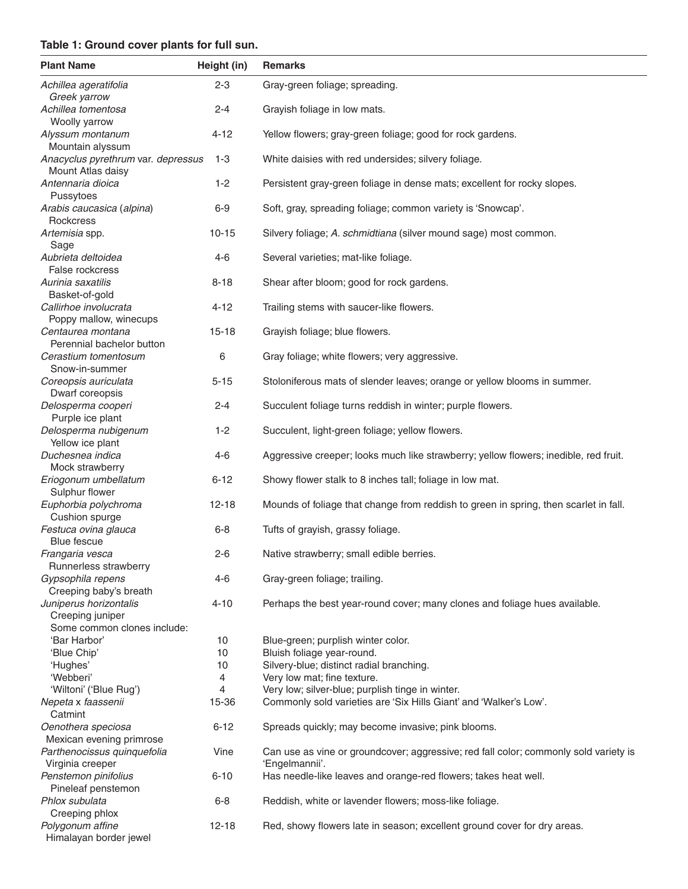**Table 1: Ground cover plants for full sun.**

| Plant Name | Height (in) | Remarks |
|---|---|---|
| *Achillea ageratifolia* Greek yarrow | 2-3 | Gray-green foliage; spreading. |
| *Achillea tomentosa* Woolly yarrow | 2-4 | Grayish foliage in low mats. |
| *Alyssum montanum* Mountain alyssum | 4-12 | Yellow flowers; gray-green foliage; good for rock gardens. |
| *Anacyclus pyrethrum* var. *depressus* Mount Atlas daisy | 1-3 | White daisies with red undersides; silvery foliage. |
| *Antennaria dioica* Pussytoes | 1-2 | Persistent gray-green foliage in dense mats; excellent for rocky slopes. |
| *Arabis caucasica* (*alpina*) Rockcress | 6-9 | Soft, gray, spreading foliage; common variety is 'Snowcap'. |
| *Artemisia* spp. Sage | 10-15 | Silvery foliage; *A. schmidtiana* (silver mound sage) most common. |
| *Aubrieta deltoidea* False rockcress | 4-6 | Several varieties; mat-like foliage. |
| *Aurinia saxatilis* Basket-of-gold | 8-18 | Shear after bloom; good for rock gardens. |
| *Callirhoe involucrata* Poppy mallow, winecups | 4-12 | Trailing stems with saucer-like flowers. |
| *Centaurea montana* Perennial bachelor button | 15-18 | Grayish foliage; blue flowers. |
| *Cerastium tomentosum* Snow-in-summer | 6 | Gray foliage; white flowers; very aggressive. |
| *Coreopsis auriculata* Dwarf coreopsis | 5-15 | Stoloniferous mats of slender leaves; orange or yellow blooms in summer. |
| *Delosperma cooperi* Purple ice plant | 2-4 | Succulent foliage turns reddish in winter; purple flowers. |
| *Delosperma nubigenum* Yellow ice plant | 1-2 | Succulent, light-green foliage; yellow flowers. |
| *Duchesnea indica* Mock strawberry | 4-6 | Aggressive creeper; looks much like strawberry; yellow flowers; inedible, red fruit. |
| *Eriogonum umbellatum* Sulphur flower | 6-12 | Showy flower stalk to 8 inches tall; foliage in low mat. |
| *Euphorbia polychroma* Cushion spurge | 12-18 | Mounds of foliage that change from reddish to green in spring, then scarlet in fall. |
| *Festuca ovina glauca* Blue fescue | 6-8 | Tufts of grayish, grassy foliage. |
| *Frangaria vesca* Runnerless strawberry | 2-6 | Native strawberry; small edible berries. |
| *Gypsophila repens* Creeping baby's breath | 4-6 | Gray-green foliage; trailing. |
| *Juniperus horizontalis* Creeping juniper Some common clones include: | 4-10 | Perhaps the best year-round cover; many clones and foliage hues available. |
| 'Bar Harbor' | 10 | Blue-green; purplish winter color. |
| 'Blue Chip' | 10 | Bluish foliage year-round. |
| 'Hughes' | 10 | Silvery-blue; distinct radial branching. |
| 'Webberi' | 4 | Very low mat; fine texture. |
| 'Wiltoni' ('Blue Rug') | 4 | Very low; silver-blue; purplish tinge in winter. |
| *Nepeta* x *faassenii* Catmint | 15-36 | Commonly sold varieties are 'Six Hills Giant' and 'Walker's Low'. |
| *Oenothera speciosa* Mexican evening primrose | 6-12 | Spreads quickly; may become invasive; pink blooms. |
| *Parthenocissus quinquefolia* Virginia creeper | Vine | Can use as vine or groundcover; aggressive; red fall color; commonly sold variety is 'Engelmannii'. |
| *Penstemon pinifolius* Pineleaf penstemon | 6-10 | Has needle-like leaves and orange-red flowers; takes heat well. |
| *Phlox subulata* Creeping phlox | 6-8 | Reddish, white or lavender flowers; moss-like foliage. |
| *Polygonum affine* Himalayan border jewel | 12-18 | Red, showy flowers late in season; excellent ground cover for dry areas. |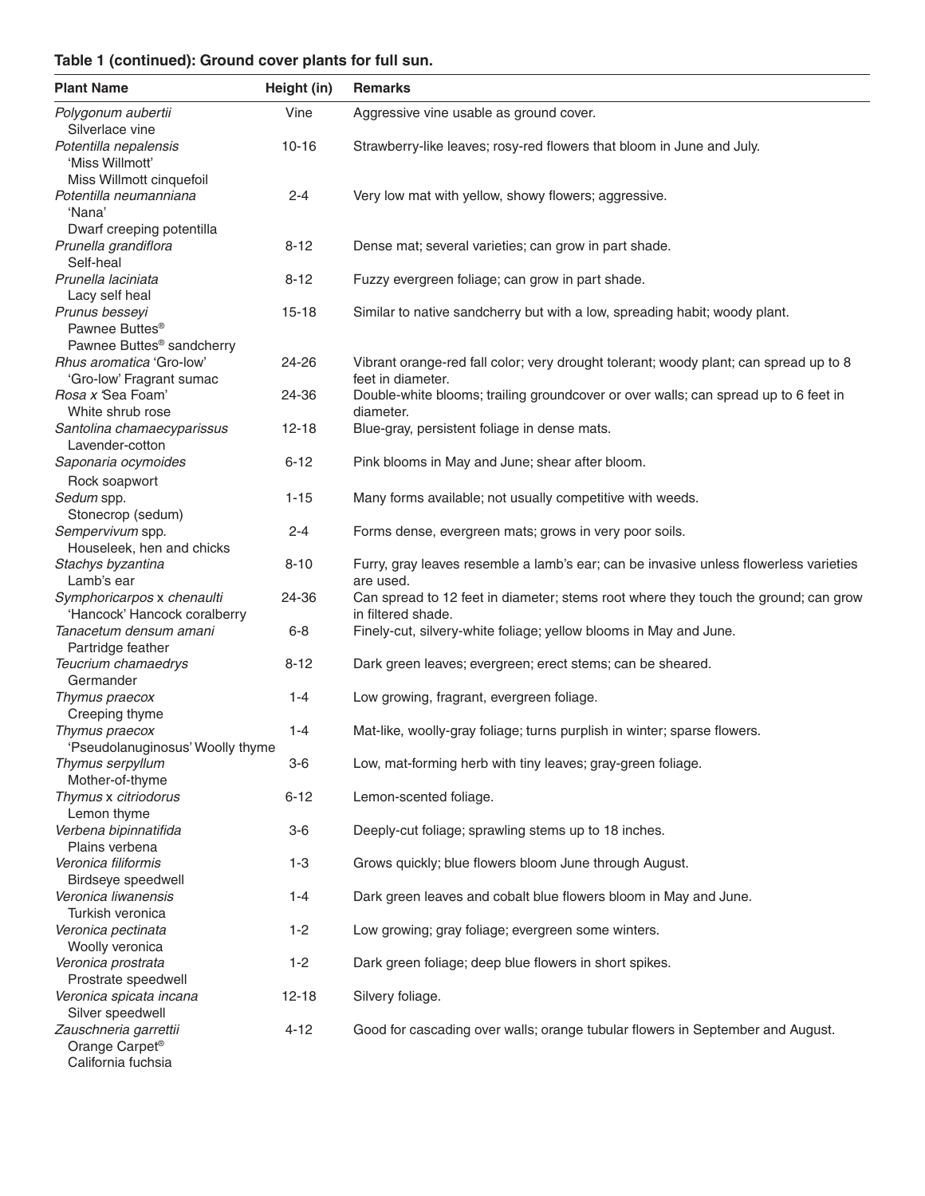**Table 1 (continued): Ground cover plants for full sun.**

| Plant Name | Height (in) | Remarks |
|---|---|---|
| *Polygonum aubertii* Silverlace vine | Vine | Aggressive vine usable as ground cover. |
| *Potentilla nepalensis* 'Miss Willmott' Miss Willmott cinquefoil | 10-16 | Strawberry-like leaves; rosy-red flowers that bloom in June and July. |
| *Potentilla neumanniana* 'Nana' Dwarf creeping potentilla | 2-4 | Very low mat with yellow, showy flowers; aggressive. |
| *Prunella grandiflora* Self-heal | 8-12 | Dense mat; several varieties; can grow in part shade. |
| *Prunella laciniata* Lacy self heal | 8-12 | Fuzzy evergreen foliage; can grow in part shade. |
| *Prunus besseyi* Pawnee Buttes® Pawnee Buttes® sandcherry | 15-18 | Similar to native sandcherry but with a low, spreading habit; woody plant. |
| *Rhus aromatica* 'Gro-low' 'Gro-low' Fragrant sumac | 24-26 | Vibrant orange-red fall color; very drought tolerant; woody plant; can spread up to 8 feet in diameter. |
| *Rosa x* 'Sea Foam' White shrub rose | 24-36 | Double-white blooms; trailing groundcover or over walls; can spread up to 6 feet in diameter. |
| *Santolina chamaecyparissus* Lavender-cotton | 12-18 | Blue-gray, persistent foliage in dense mats. |
| *Saponaria ocymoides* Rock soapwort | 6-12 | Pink blooms in May and June; shear after bloom. |
| *Sedum* spp. Stonecrop (sedum) | 1-15 | Many forms available; not usually competitive with weeds. |
| *Sempervivum* spp. Houseleek, hen and chicks | 2-4 | Forms dense, evergreen mats; grows in very poor soils. |
| *Stachys byzantina* Lamb's ear | 8-10 | Furry, gray leaves resemble a lamb's ear; can be invasive unless flowerless varieties are used. |
| *Symphoricarpos* x *chenaulti* 'Hancock' Hancock coralberry | 24-36 | Can spread to 12 feet in diameter; stems root where they touch the ground; can grow in filtered shade. |
| *Tanacetum densum amani* Partridge feather | 6-8 | Finely-cut, silvery-white foliage; yellow blooms in May and June. |
| *Teucrium chamaedrys* Germander | 8-12 | Dark green leaves; evergreen; erect stems; can be sheared. |
| *Thymus praecox* Creeping thyme | 1-4 | Low growing, fragrant, evergreen foliage. |
| *Thymus praecox* 'Pseudolanuginosus' Woolly thyme | 1-4 | Mat-like, woolly-gray foliage; turns purplish in winter; sparse flowers. |
| *Thymus serpyllum* Mother-of-thyme | 3-6 | Low, mat-forming herb with tiny leaves; gray-green foliage. |
| *Thymus* x *citriodorus* Lemon thyme | 6-12 | Lemon-scented foliage. |
| *Verbena bipinnatifida* Plains verbena | 3-6 | Deeply-cut foliage; sprawling stems up to 18 inches. |
| *Veronica filiformis* Birdseye speedwell | 1-3 | Grows quickly; blue flowers bloom June through August. |
| *Veronica liwanensis* Turkish veronica | 1-4 | Dark green leaves and cobalt blue flowers bloom in May and June. |
| *Veronica pectinata* Woolly veronica | 1-2 | Low growing; gray foliage; evergreen some winters. |
| *Veronica prostrata* Prostrate speedwell | 1-2 | Dark green foliage; deep blue flowers in short spikes. |
| *Veronica spicata incana* Silver speedwell | 12-18 | Silvery foliage. |
| *Zauschneria garrettii* Orange Carpet® California fuchsia | 4-12 | Good for cascading over walls; orange tubular flowers in September and August. |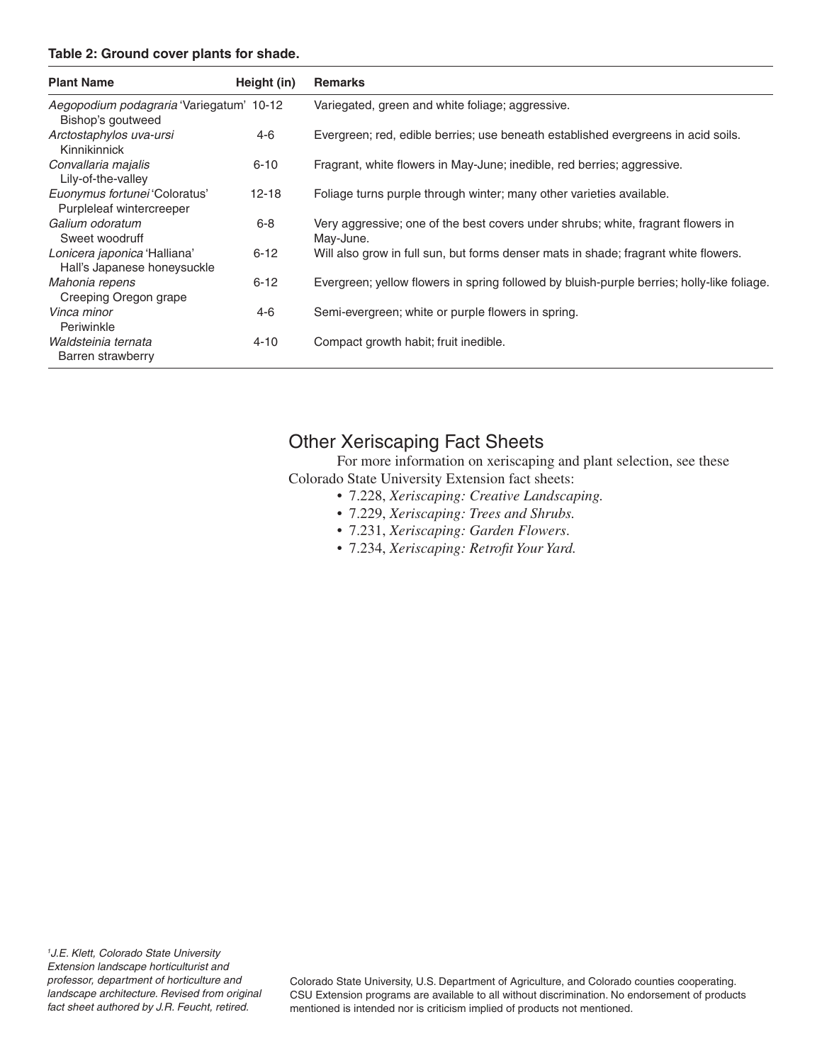**Table 2: Ground cover plants for shade.**

| Plant Name | Height (in) | Remarks |
|---|---|---|
| *Aegopodium podagraria* 'Variegatum' Bishop's goutweed | 10-12 | Variegated, green and white foliage; aggressive. |
| *Arctostaphylos uva-ursi* Kinnikinnick | 4-6 | Evergreen; red, edible berries; use beneath established evergreens in acid soils. |
| *Convallaria majalis* Lily-of-the-valley | 6-10 | Fragrant, white flowers in May-June; inedible, red berries; aggressive. |
| *Euonymus fortunei* 'Coloratus' Purpleleaf wintercreeper | 12-18 | Foliage turns purple through winter; many other varieties available. |
| *Galium odoratum* Sweet woodruff | 6-8 | Very aggressive; one of the best covers under shrubs; white, fragrant flowers in May-June. |
| *Lonicera japonica* 'Halliana' Hall's Japanese honeysuckle | 6-12 | Will also grow in full sun, but forms denser mats in shade; fragrant white flowers. |
| *Mahonia repens* Creeping Oregon grape | 6-12 | Evergreen; yellow flowers in spring followed by bluish-purple berries; holly-like foliage. |
| *Vinca minor* Periwinkle | 4-6 | Semi-evergreen; white or purple flowers in spring. |
| *Waldsteinia ternata* Barren strawberry | 4-10 | Compact growth habit; fruit inedible. |

## Other Xeriscaping Fact Sheets

For more information on xeriscaping and plant selection, see these Colorado State University Extension fact sheets:

- 7.228, *Xeriscaping: Creative Landscaping.*
- 7.229, *Xeriscaping: Trees and Shrubs.*
- 7.231, *Xeriscaping: Garden Flowers.*
- 7.234, *Xeriscaping: Retrofit Your Yard.*

[1]*J.E. Klett, Colorado State University Extension landscape horticulturist and professor, department of horticulture and landscape architecture. Revised from original fact sheet authored by J.R. Feucht, retired.*

Colorado State University, U.S. Department of Agriculture, and Colorado counties cooperating. CSU Extension programs are available to all without discrimination. No endorsement of products mentioned is intended nor is criticism implied of products not mentioned.